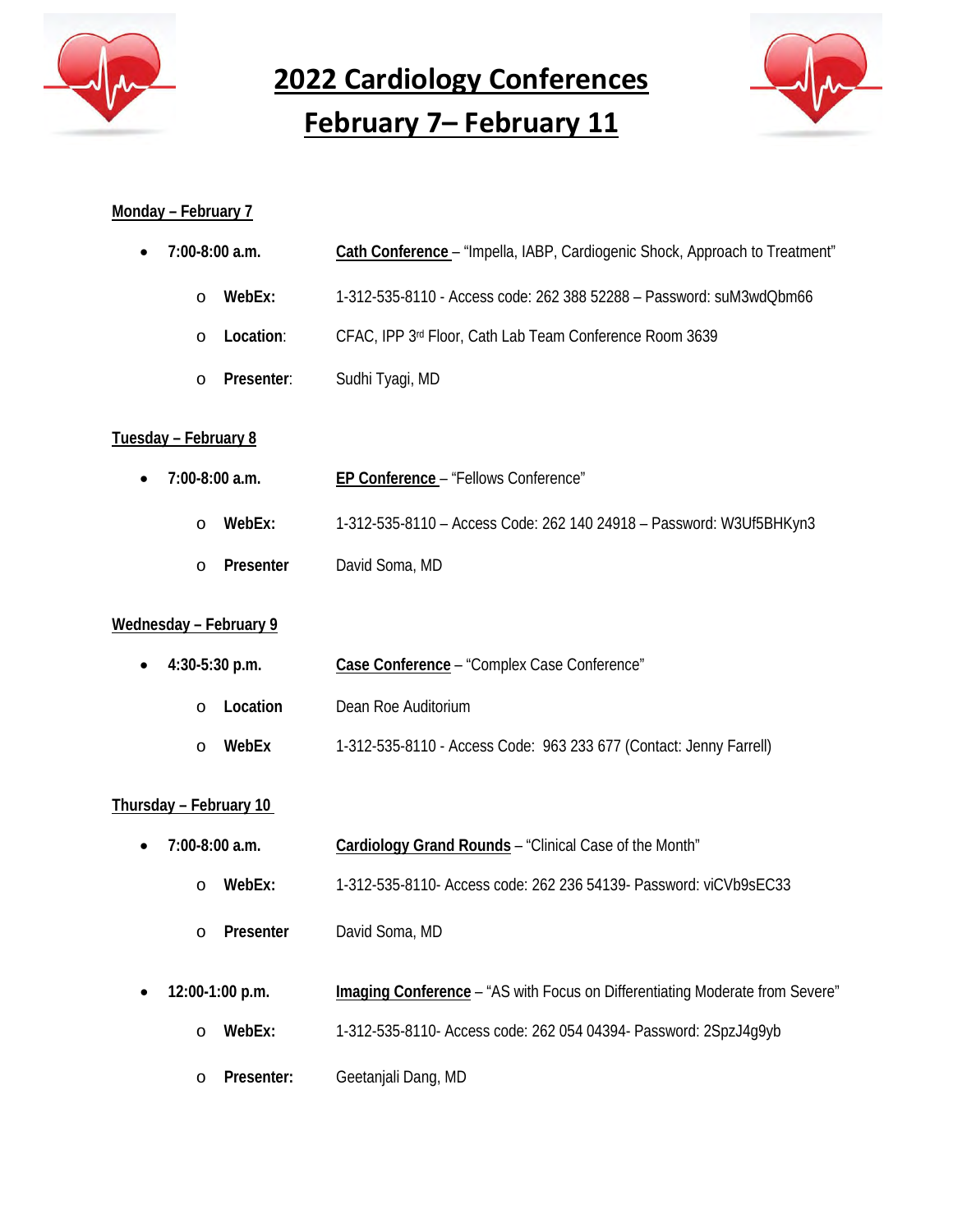# 2022 Cardiology Conferences

# February 7– February 11

## Monday – February 7

- **7:00-8:00 a.m.** **Cath Conference** – "Impella, IABP, Cardiogenic Shock, Approach to Treatment"
  - **WebEx:** 1-312-535-8110 - Access code: 262 388 52288 – Password: suM3wdQbm66
  - **Location**: CFAC, IPP 3rd Floor, Cath Lab Team Conference Room 3639
  - **Presenter**: Sudhi Tyagi, MD

## Tuesday – February 8

- **7:00-8:00 a.m.** **EP Conference** – "Fellows Conference"
  - **WebEx:** 1-312-535-8110 – Access Code: 262 140 24918 – Password: W3Uf5BHKyn3
  - **Presenter** David Soma, MD

## Wednesday – February 9

- **4:30-5:30 p.m.** **Case Conference** – "Complex Case Conference"
  - **Location** Dean Roe Auditorium
  - **WebEx** 1-312-535-8110 - Access Code: 963 233 677 (Contact: Jenny Farrell)

## Thursday – February 10

- **7:00-8:00 a.m.** **Cardiology Grand Rounds** – "Clinical Case of the Month"
  - **WebEx:** 1-312-535-8110- Access code: 262 236 54139- Password: viCVb9sEC33
  - **Presenter** David Soma, MD

- **12:00-1:00 p.m.** **Imaging Conference** – "AS with Focus on Differentiating Moderate from Severe"
  - **WebEx:** 1-312-535-8110- Access code: 262 054 04394- Password: 2SpzJ4g9yb
  - **Presenter:** Geetanjali Dang, MD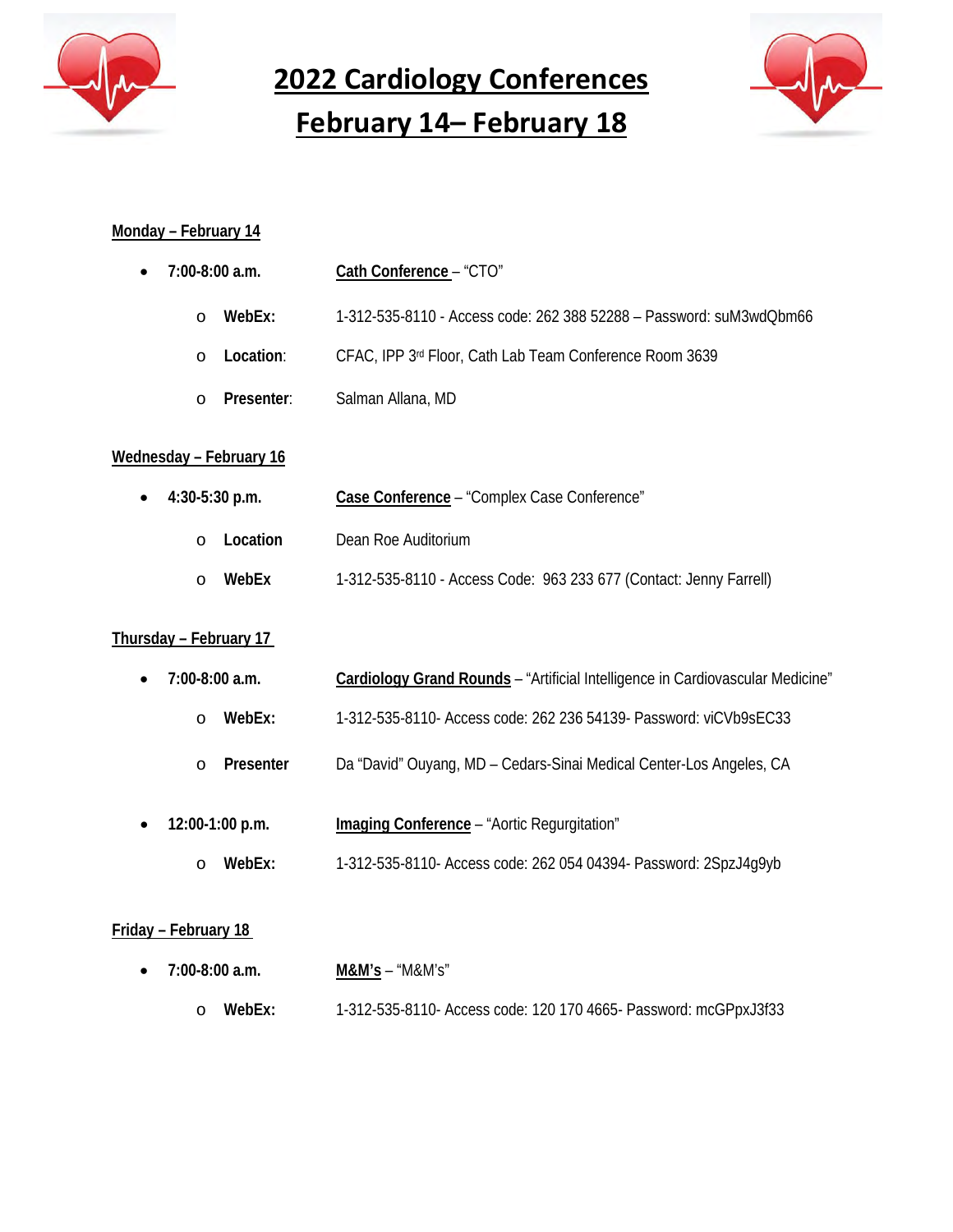# 2022 Cardiology Conferences

# February 14– February 18

**Monday – February 14**

- **7:00-8:00 a.m.** **Cath Conference** – "CTO"
  - **WebEx:** 1-312-535-8110 - Access code: 262 388 52288 – Password: suM3wdQbm66
  - **Location**: CFAC, IPP 3rd Floor, Cath Lab Team Conference Room 3639
  - **Presenter**: Salman Allana, MD

**Wednesday – February 16**

- **4:30-5:30 p.m.** **Case Conference** – "Complex Case Conference"
  - **Location** Dean Roe Auditorium
  - **WebEx** 1-312-535-8110 - Access Code: 963 233 677 (Contact: Jenny Farrell)

**Thursday – February 17**

- **7:00-8:00 a.m.** **Cardiology Grand Rounds** – "Artificial Intelligence in Cardiovascular Medicine"
  - **WebEx:** 1-312-535-8110- Access code: 262 236 54139- Password: viCVb9sEC33
  - **Presenter** Da "David" Ouyang, MD – Cedars-Sinai Medical Center-Los Angeles, CA
- **12:00-1:00 p.m.** **Imaging Conference** – "Aortic Regurgitation"
  - **WebEx:** 1-312-535-8110- Access code: 262 054 04394- Password: 2SpzJ4g9yb

**Friday – February 18**

- **7:00-8:00 a.m.** **M&M's** – "M&M's"
  - **WebEx:** 1-312-535-8110- Access code: 120 170 4665- Password: mcGPpxJ3f33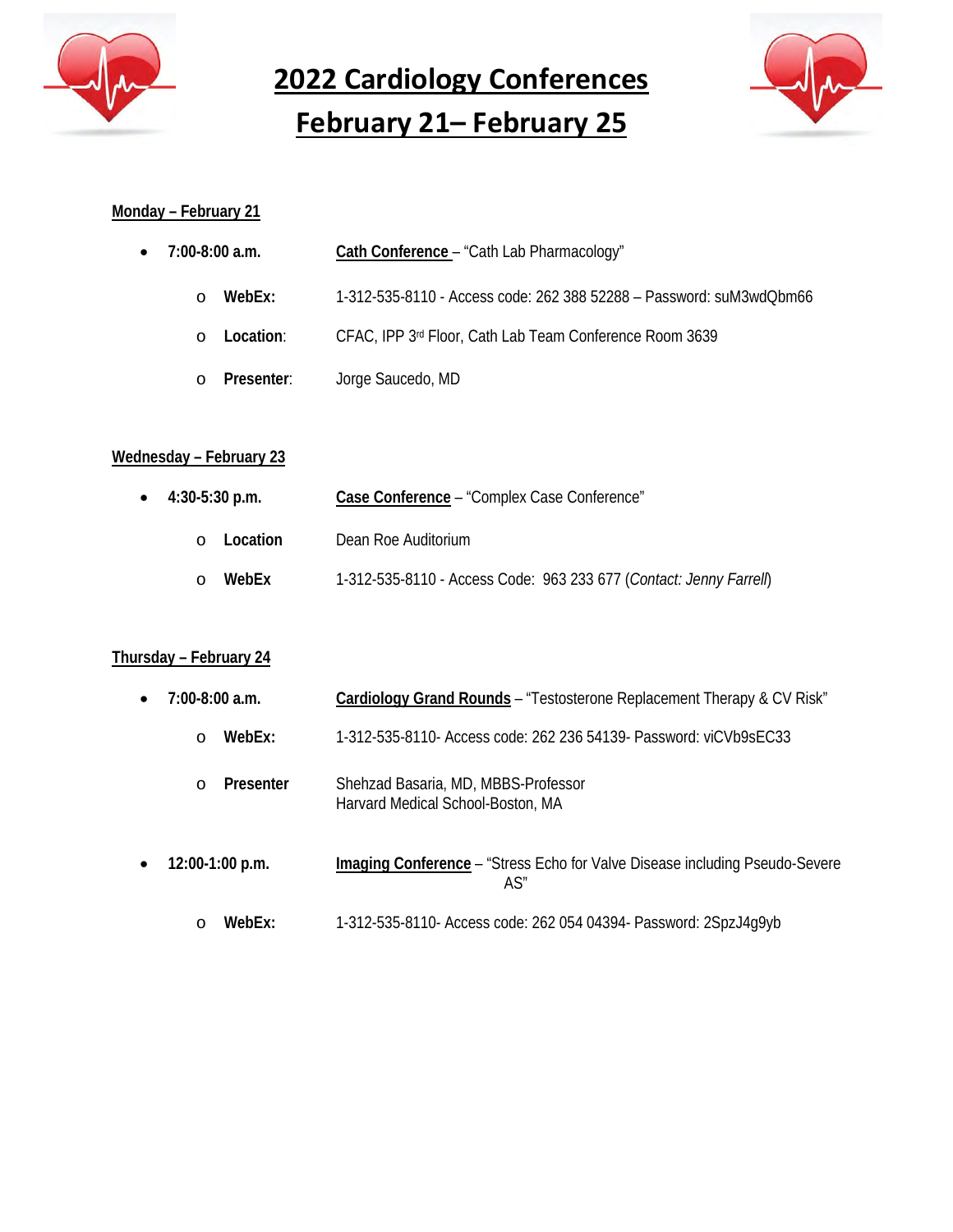# 2022 Cardiology Conferences

# February 21– February 25

**Monday – February 21**

- **7:00-8:00 a.m.** **Cath Conference** – "Cath Lab Pharmacology"
  - **WebEx:** 1-312-535-8110 - Access code: 262 388 52288 – Password: suM3wdQbm66
  - **Location**: CFAC, IPP 3rd Floor, Cath Lab Team Conference Room 3639
  - **Presenter**: Jorge Saucedo, MD

**Wednesday – February 23**

- **4:30-5:30 p.m.** **Case Conference** – "Complex Case Conference"
  - **Location** Dean Roe Auditorium
  - **WebEx** 1-312-535-8110 - Access Code: 963 233 677 (*Contact: Jenny Farrell*)

**Thursday – February 24**

- **7:00-8:00 a.m.** **Cardiology Grand Rounds** – "Testosterone Replacement Therapy & CV Risk"
  - **WebEx:** 1-312-535-8110- Access code: 262 236 54139- Password: viCVb9sEC33
  - **Presenter** Shehzad Basaria, MD, MBBS-Professor
    Harvard Medical School-Boston, MA

- **12:00-1:00 p.m.** **Imaging Conference** – "Stress Echo for Valve Disease including Pseudo-Severe AS"
  - **WebEx:** 1-312-535-8110- Access code: 262 054 04394- Password: 2SpzJ4g9yb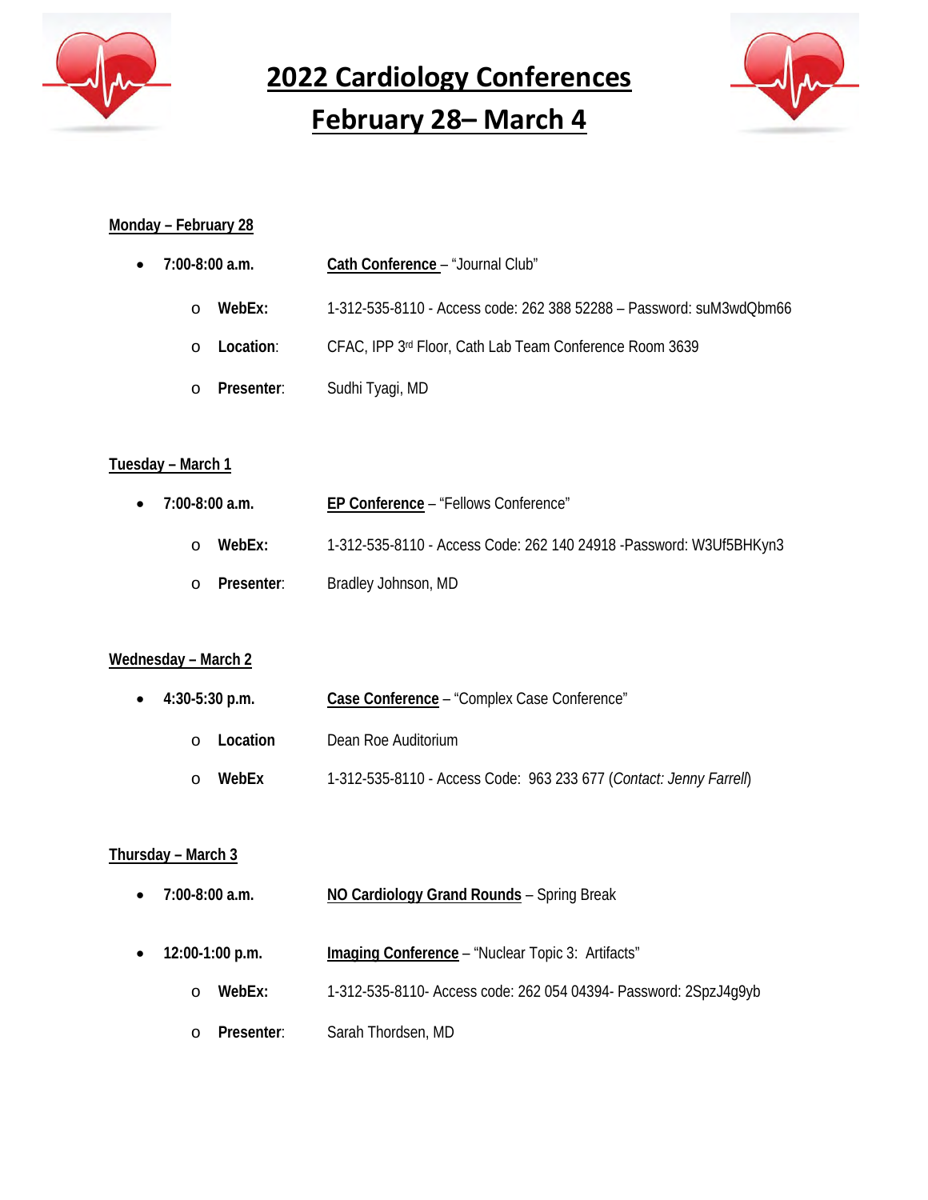# 2022 Cardiology Conferences

# February 28– March 4

**Monday – February 28**

- **7:00-8:00 a.m.** **Cath Conference** – "Journal Club"
  - **WebEx:** 1-312-535-8110 - Access code: 262 388 52288 – Password: suM3wdQbm66
  - **Location**: CFAC, IPP 3rd Floor, Cath Lab Team Conference Room 3639
  - **Presenter**: Sudhi Tyagi, MD

**Tuesday – March 1**

- **7:00-8:00 a.m.** **EP Conference** – "Fellows Conference"
  - **WebEx:** 1-312-535-8110 - Access Code: 262 140 24918 -Password: W3Uf5BHKyn3
  - **Presenter**: Bradley Johnson, MD

**Wednesday – March 2**

- **4:30-5:30 p.m.** **Case Conference** – "Complex Case Conference"
  - **Location** Dean Roe Auditorium
  - **WebEx** 1-312-535-8110 - Access Code: 963 233 677 (*Contact: Jenny Farrell*)

**Thursday – March 3**

- **7:00-8:00 a.m.** **NO Cardiology Grand Rounds** – Spring Break
- **12:00-1:00 p.m.** **Imaging Conference** – "Nuclear Topic 3: Artifacts"
  - **WebEx:** 1-312-535-8110- Access code: 262 054 04394- Password: 2SpzJ4g9yb
  - **Presenter**: Sarah Thordsen, MD